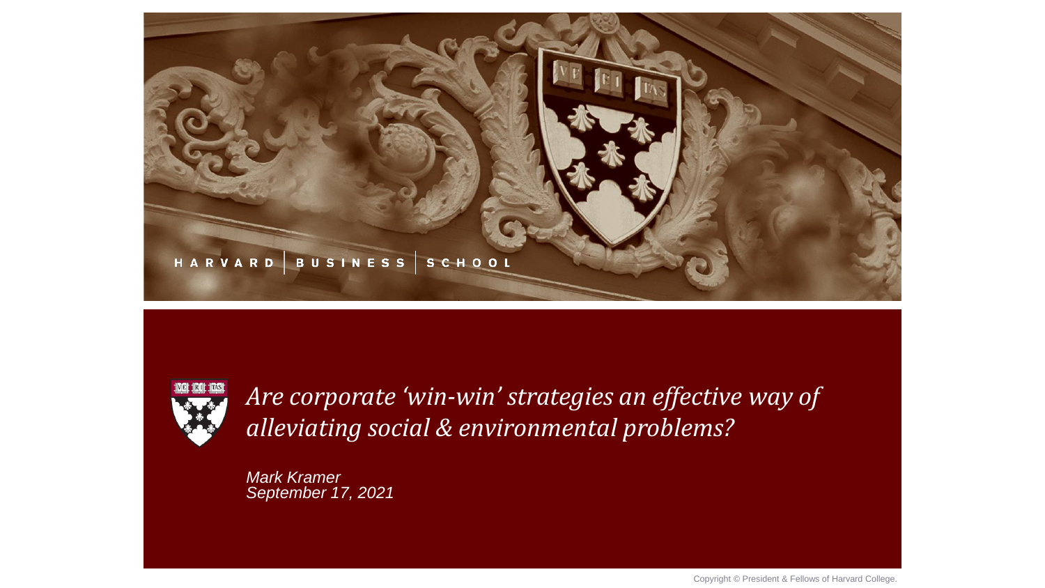HARVARD | BUSINESS | SCHOOL

# *Are corporate 'win-win' strategies an effective way of alleviating social & environmental problems?*

*Mark Kramer*
*September 17, 2021*

Copyright © President & Fellows of Harvard College.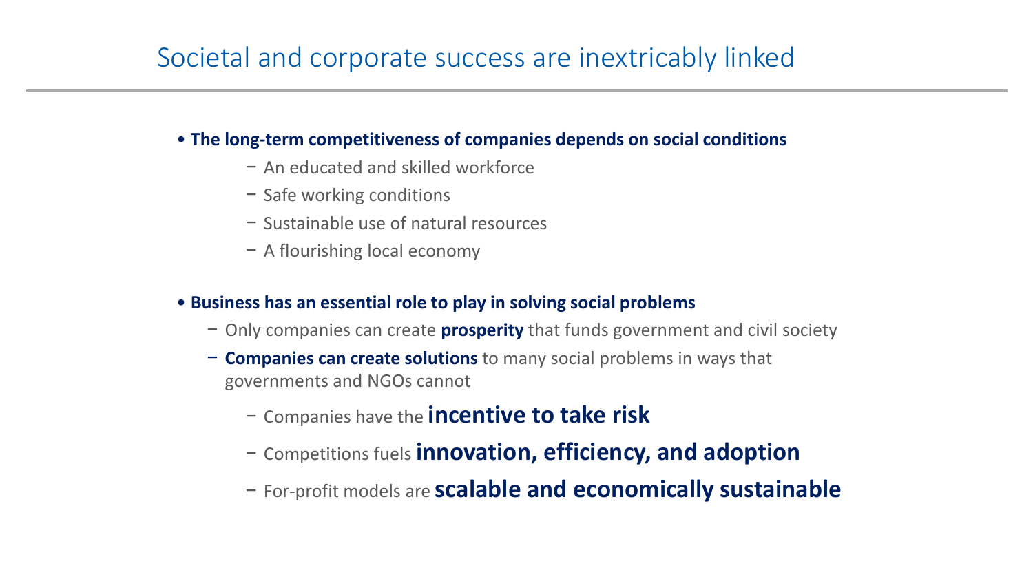# Societal and corporate success are inextricably linked

- **The long-term competitiveness of companies depends on social conditions**
  - An educated and skilled workforce
  - Safe working conditions
  - Sustainable use of natural resources
  - A flourishing local economy

- **Business has an essential role to play in solving social problems**
  - Only companies can create **prosperity** that funds government and civil society
  - **Companies can create solutions** to many social problems in ways that governments and NGOs cannot
    - Companies have the **incentive to take risk**
    - Competitions fuels **innovation, efficiency, and adoption**
    - For-profit models are **scalable and economically sustainable**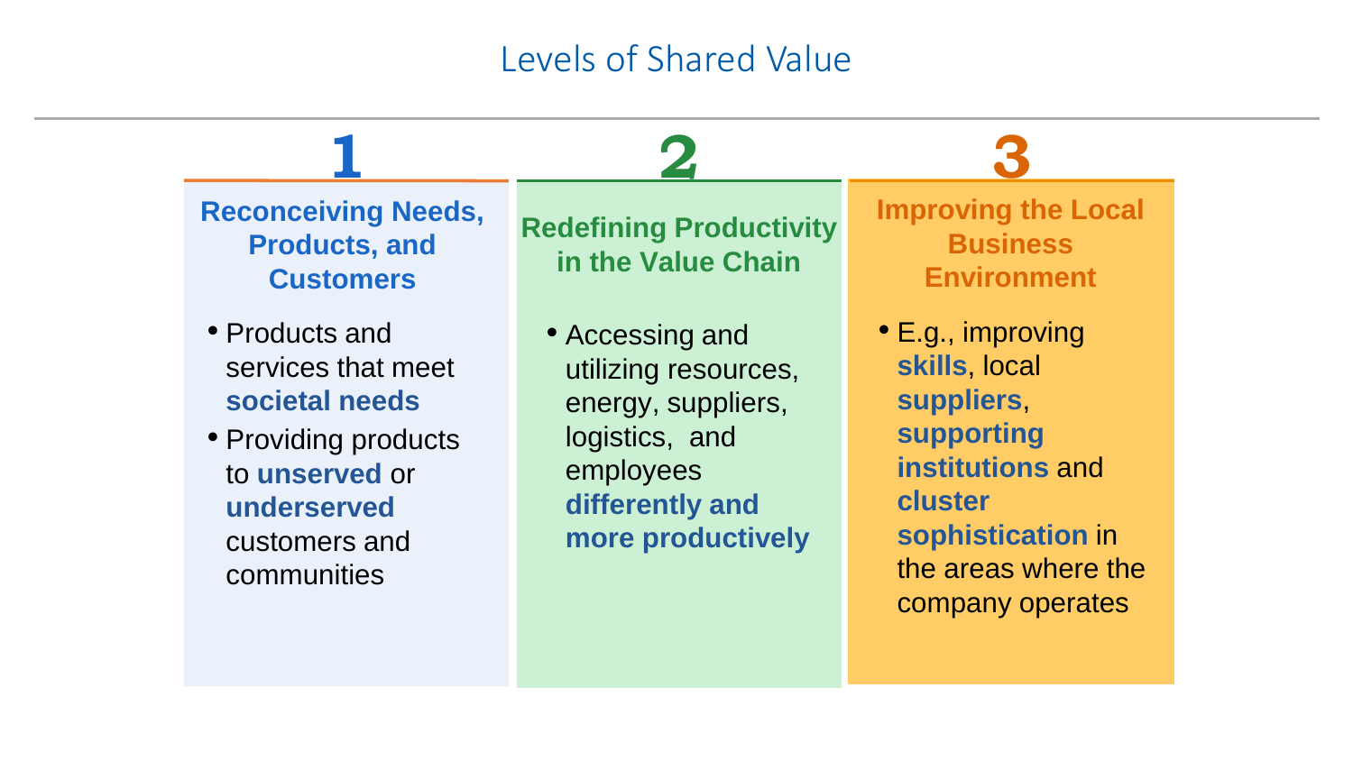# Levels of Shared Value

## 1 Reconceiving Needs, Products, and Customers

- Products and services that meet **societal needs**
- Providing products to **unserved** or **underserved** customers and communities

## 2 Redefining Productivity in the Value Chain

- Accessing and utilizing resources, energy, suppliers, logistics, and employees **differently and more productively**

## 3 Improving the Local Business Environment

- E.g., improving **skills**, local **suppliers**, **supporting institutions** and **cluster sophistication** in the areas where the company operates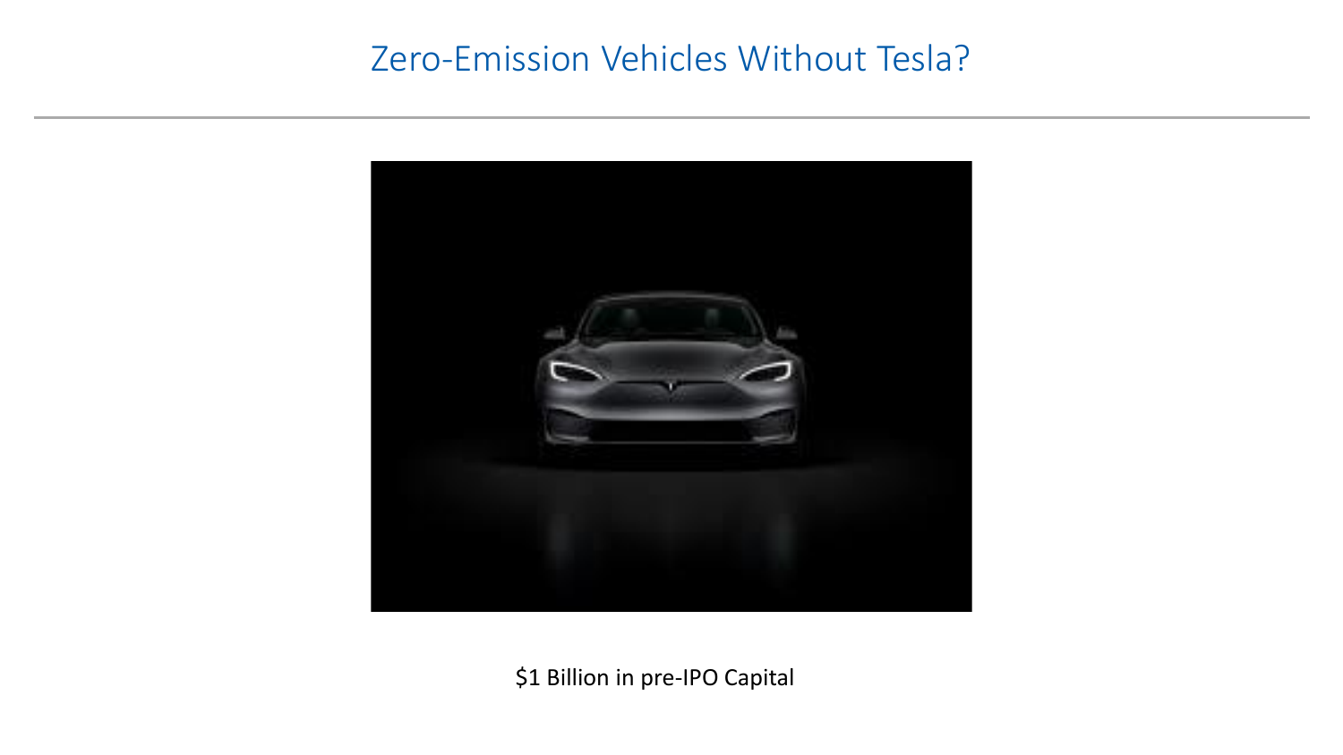# Zero-Emission Vehicles Without Tesla?

$1 Billion in pre-IPO Capital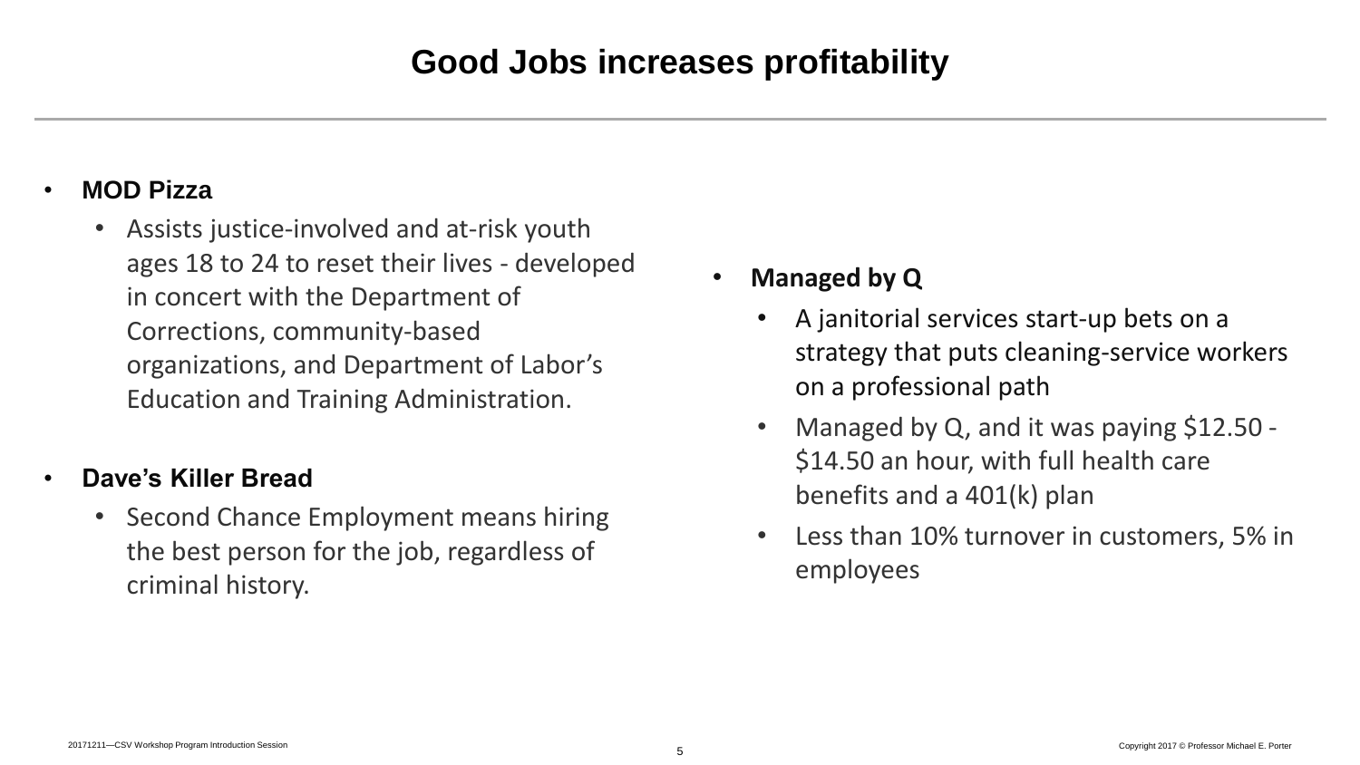# Good Jobs increases profitability

- **MOD Pizza**
  - Assists justice-involved and at-risk youth ages 18 to 24 to reset their lives - developed in concert with the Department of Corrections, community-based organizations, and Department of Labor's Education and Training Administration.

- **Dave's Killer Bread**
  - Second Chance Employment means hiring the best person for the job, regardless of criminal history.

- **Managed by Q**
  - A janitorial services start-up bets on a strategy that puts cleaning-service workers on a professional path
  - Managed by Q, and it was paying $12.50 - $14.50 an hour, with full health care benefits and a 401(k) plan
  - Less than 10% turnover in customers, 5% in employees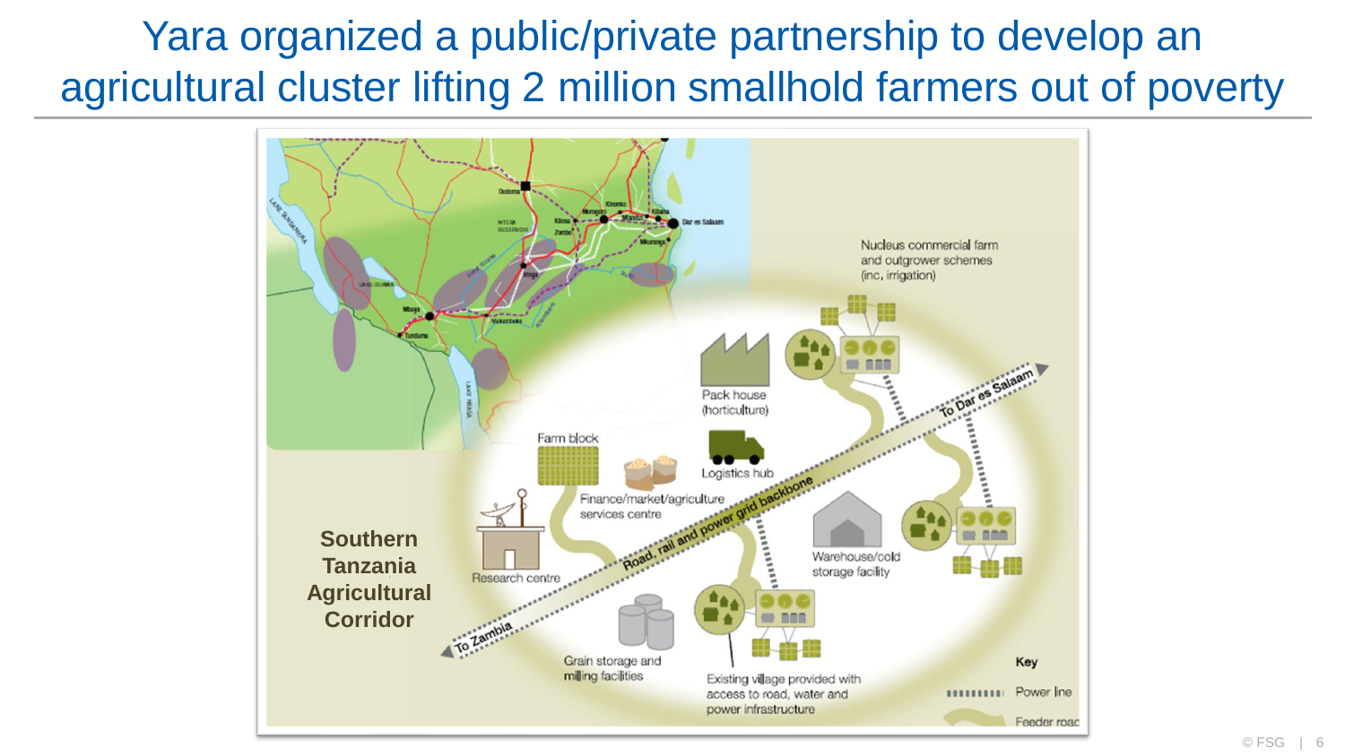# Yara organized a public/private partnership to develop an agricultural cluster lifting 2 million smallhold farmers out of poverty

**Southern Tanzania Agricultural Corridor**

Nucleus commercial farm and outgrower schemes (inc. irrigation)

Pack house (horticulture)

Farm block

Logistics hub

Finance/market/agriculture services centre

Research centre

Road, rail and power grid backbone

To Dar es Salaam

To Zambia

Warehouse/cold storage facility

Grain storage and milling facilities

Existing village provided with access to road, water and power infrastructure

Key

Power line

Feeder road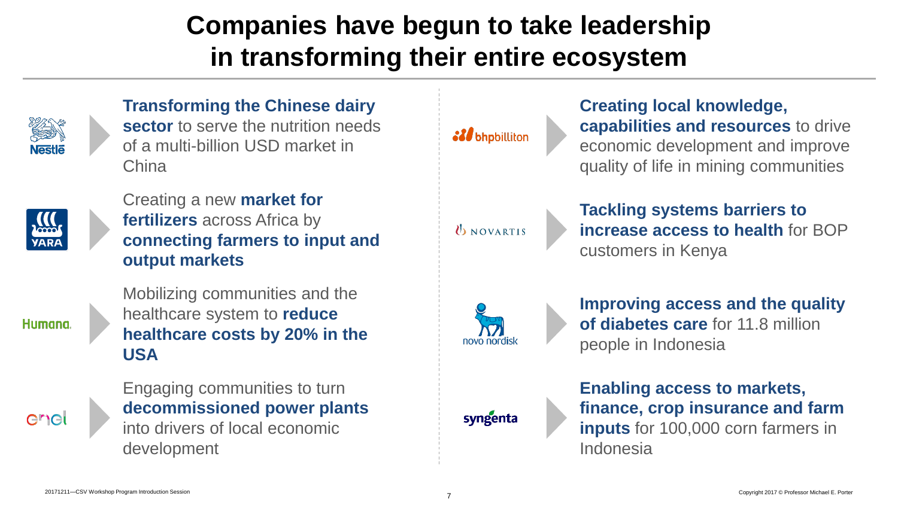# Companies have begun to take leadership in transforming their entire ecosystem

- **Nestlé** — **Transforming the Chinese dairy sector** to serve the nutrition needs of a multi-billion USD market in China
- **YARA** — Creating a new **market for fertilizers** across Africa by **connecting farmers to input and output markets**
- **Humana** — Mobilizing communities and the healthcare system to **reduce healthcare costs by 20% in the USA**
- **enel** — Engaging communities to turn **decommissioned power plants** into drivers of local economic development
- **bhpbilliton** — **Creating local knowledge, capabilities and resources** to drive economic development and improve quality of life in mining communities
- **NOVARTIS** — **Tackling systems barriers to increase access to health** for BOP customers in Kenya
- **novo nordisk** — **Improving access and the quality of diabetes care** for 11.8 million people in Indonesia
- **syngenta** — **Enabling access to markets, finance, crop insurance and farm inputs** for 100,000 corn farmers in Indonesia

20171211—CSV Workshop Program Introduction Session

Copyright 2017 © Professor Michael E. Porter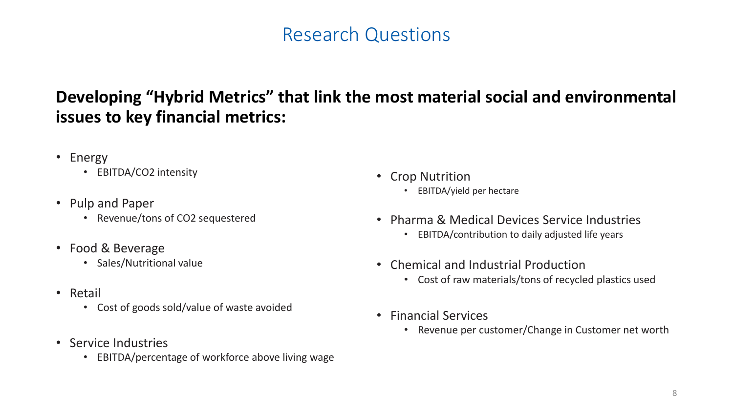# Research Questions

**Developing "Hybrid Metrics" that link the most material social and environmental issues to key financial metrics:**

- Energy
  - EBITDA/$CO_2$ intensity
- Pulp and Paper
  - Revenue/tons of $CO_2$ sequestered
- Food & Beverage
  - Sales/Nutritional value
- Retail
  - Cost of goods sold/value of waste avoided
- Service Industries
  - EBITDA/percentage of workforce above living wage
- Crop Nutrition
  - EBITDA/yield per hectare
- Pharma & Medical Devices Service Industries
  - EBITDA/contribution to daily adjusted life years
- Chemical and Industrial Production
  - Cost of raw materials/tons of recycled plastics used
- Financial Services
  - Revenue per customer/Change in Customer net worth